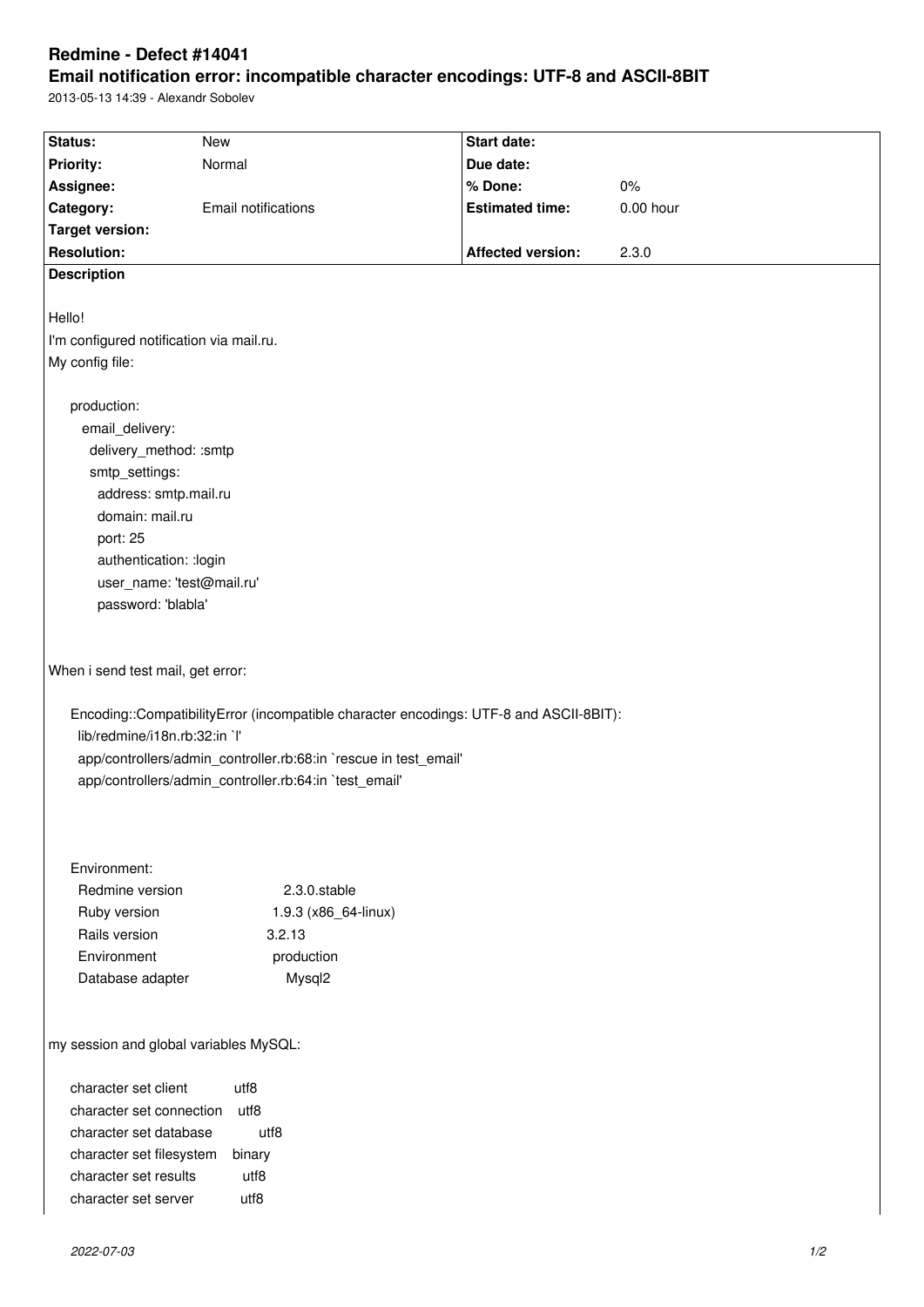# Redmine - Defect #14041

## Email notification error: incompatible character encodings: UTF-8 and ASCII-8BIT

2013-05-13 14:39 - Alexandr Sobolev

| **Status:** | New | **Start date:** | |
|---|---|---|---|
| **Priority:** | Normal | **Due date:** | |
| **Assignee:** | | **% Done:** | 0% |
| **Category:** | Email notifications | **Estimated time:** | 0.00 hour |
| **Target version:** | | | |
| **Resolution:** | | **Affected version:** | 2.3.0 |

**Description**

Hello!

I'm configured notification via mail.ru.

My config file:

```
production:
  email_delivery:
    delivery_method: :smtp
    smtp_settings:
      address: smtp.mail.ru
      domain: mail.ru
      port: 25
      authentication: :login
      user_name: 'test@mail.ru'
      password: 'blabla'
```

When i send test mail, get error:

```
Encoding::CompatibilityError (incompatible character encodings: UTF-8 and ASCII-8BIT):
  lib/redmine/i18n.rb:32:in `l'
  app/controllers/admin_controller.rb:68:in `rescue in test_email'
  app/controllers/admin_controller.rb:64:in `test_email'
```

```
Environment:
  Redmine version           2.3.0.stable
  Ruby version              1.9.3 (x86_64-linux)
  Rails version             3.2.13
  Environment               production
  Database adapter          Mysql2
```

my session and global variables MySQL:

```
character set client        utf8
character set connection    utf8
character set database      utf8
character set filesystem    binary
character set results       utf8
character set server        utf8
```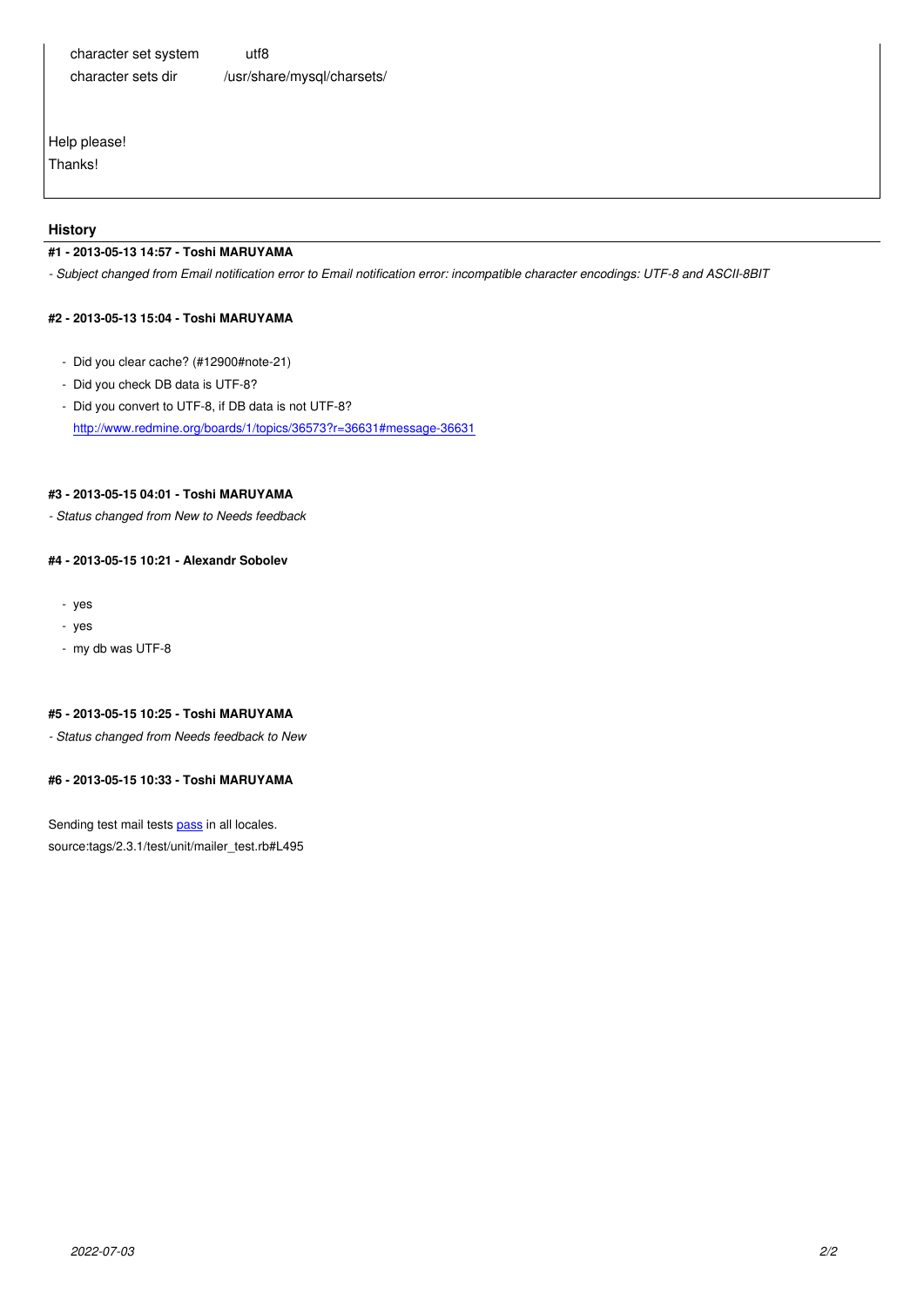| | |
|---|---|
| character set system | utf8 |
| character sets dir | /usr/share/mysql/charsets/ |

Help please!
Thanks!

## History

#### #1 - 2013-05-13 14:57 - Toshi MARUYAMA

*- Subject changed from Email notification error to Email notification error: incompatible character encodings: UTF-8 and ASCII-8BIT*

#### #2 - 2013-05-13 15:04 - Toshi MARUYAMA

- Did you clear cache? (#12900#note-21)
- Did you check DB data is UTF-8?
- Did you convert to UTF-8, if DB data is not UTF-8?
  [http://www.redmine.org/boards/1/topics/36573?r=36631#message-36631](http://www.redmine.org/boards/1/topics/36573?r=36631#message-36631)

#### #3 - 2013-05-15 04:01 - Toshi MARUYAMA

*- Status changed from New to Needs feedback*

#### #4 - 2013-05-15 10:21 - Alexandr Sobolev

- yes
- yes
- my db was UTF-8

#### #5 - 2013-05-15 10:25 - Toshi MARUYAMA

*- Status changed from Needs feedback to New*

#### #6 - 2013-05-15 10:33 - Toshi MARUYAMA

Sending test mail tests pass in all locales.
source:tags/2.3.1/test/unit/mailer_test.rb#L495